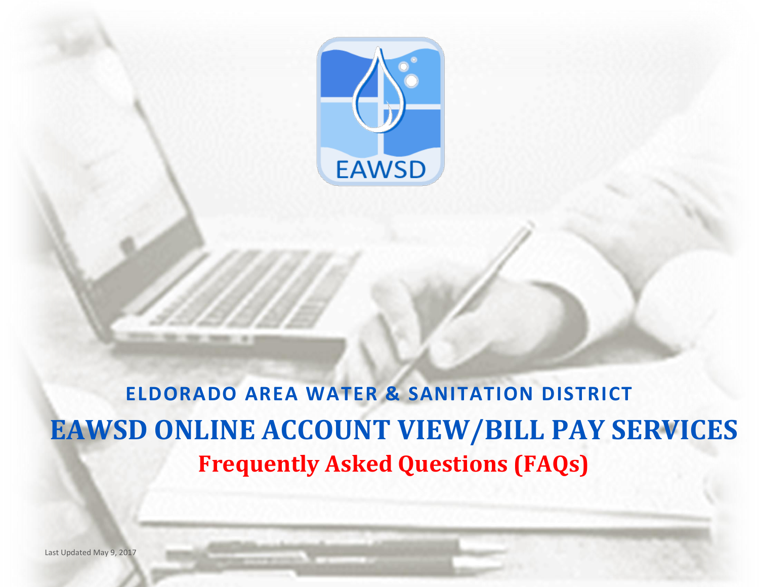EAWSD

**ELDORADO AREA WATER & SANITATION DISTRICT**

# EAWSD ONLINE ACCOUNT VIEW/BILL PAY SERVICES

## Frequently Asked Questions (FAQs)

Last Updated May 9, 2017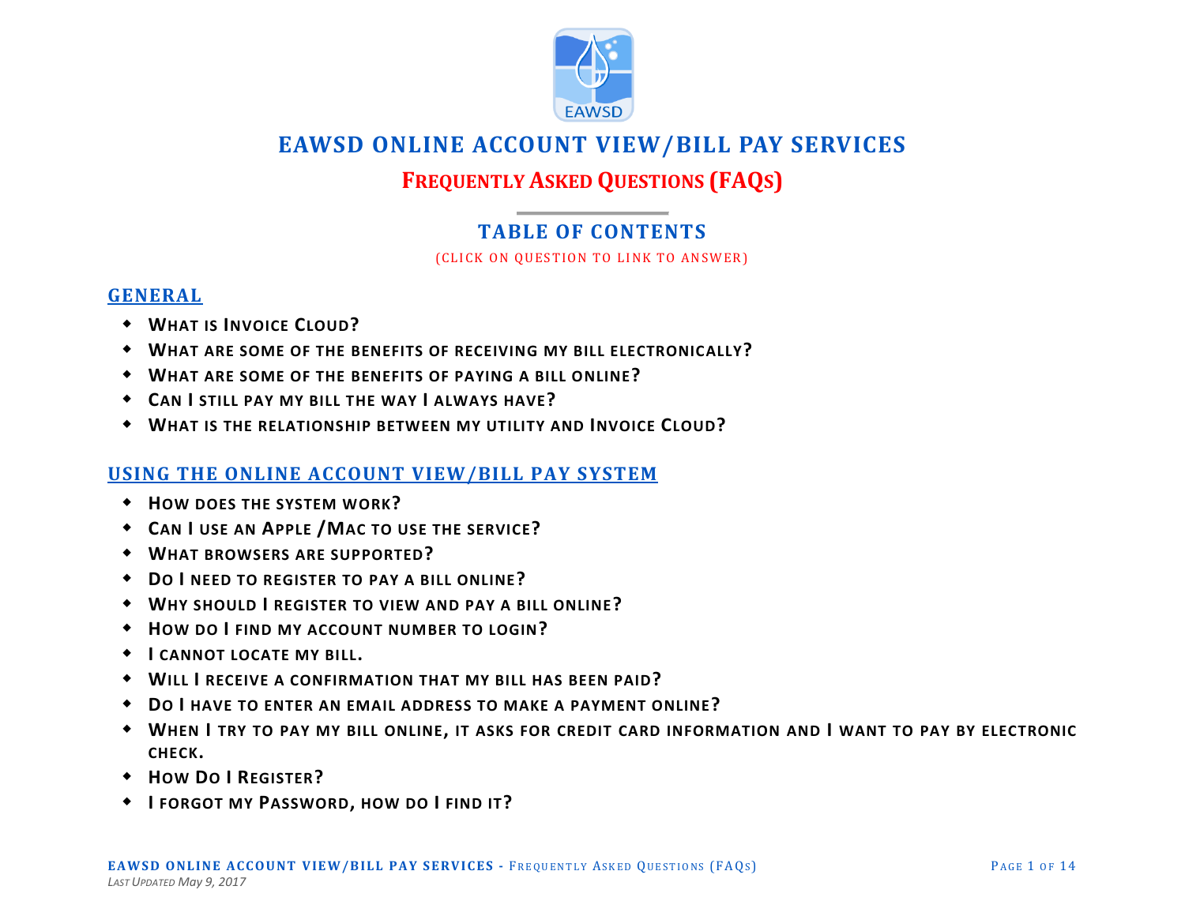# EAWSD ONLINE ACCOUNT VIEW/BILL PAY SERVICES

## FREQUENTLY ASKED QUESTIONS (FAQS)

### TABLE OF CONTENTS

(CLICK ON QUESTION TO LINK TO ANSWER)

## GENERAL

- **WHAT IS INVOICE CLOUD?**
- **WHAT ARE SOME OF THE BENEFITS OF RECEIVING MY BILL ELECTRONICALLY?**
- **WHAT ARE SOME OF THE BENEFITS OF PAYING A BILL ONLINE?**
- **CAN I STILL PAY MY BILL THE WAY I ALWAYS HAVE?**
- **WHAT IS THE RELATIONSHIP BETWEEN MY UTILITY AND INVOICE CLOUD?**

## USING THE ONLINE ACCOUNT VIEW/BILL PAY SYSTEM

- **HOW DOES THE SYSTEM WORK?**
- **CAN I USE AN APPLE /MAC TO USE THE SERVICE?**
- **WHAT BROWSERS ARE SUPPORTED?**
- **DO I NEED TO REGISTER TO PAY A BILL ONLINE?**
- **WHY SHOULD I REGISTER TO VIEW AND PAY A BILL ONLINE?**
- **HOW DO I FIND MY ACCOUNT NUMBER TO LOGIN?**
- **I CANNOT LOCATE MY BILL.**
- **WILL I RECEIVE A CONFIRMATION THAT MY BILL HAS BEEN PAID?**
- **DO I HAVE TO ENTER AN EMAIL ADDRESS TO MAKE A PAYMENT ONLINE?**
- **WHEN I TRY TO PAY MY BILL ONLINE, IT ASKS FOR CREDIT CARD INFORMATION AND I WANT TO PAY BY ELECTRONIC CHECK.**
- **HOW DO I REGISTER?**
- **I FORGOT MY PASSWORD, HOW DO I FIND IT?**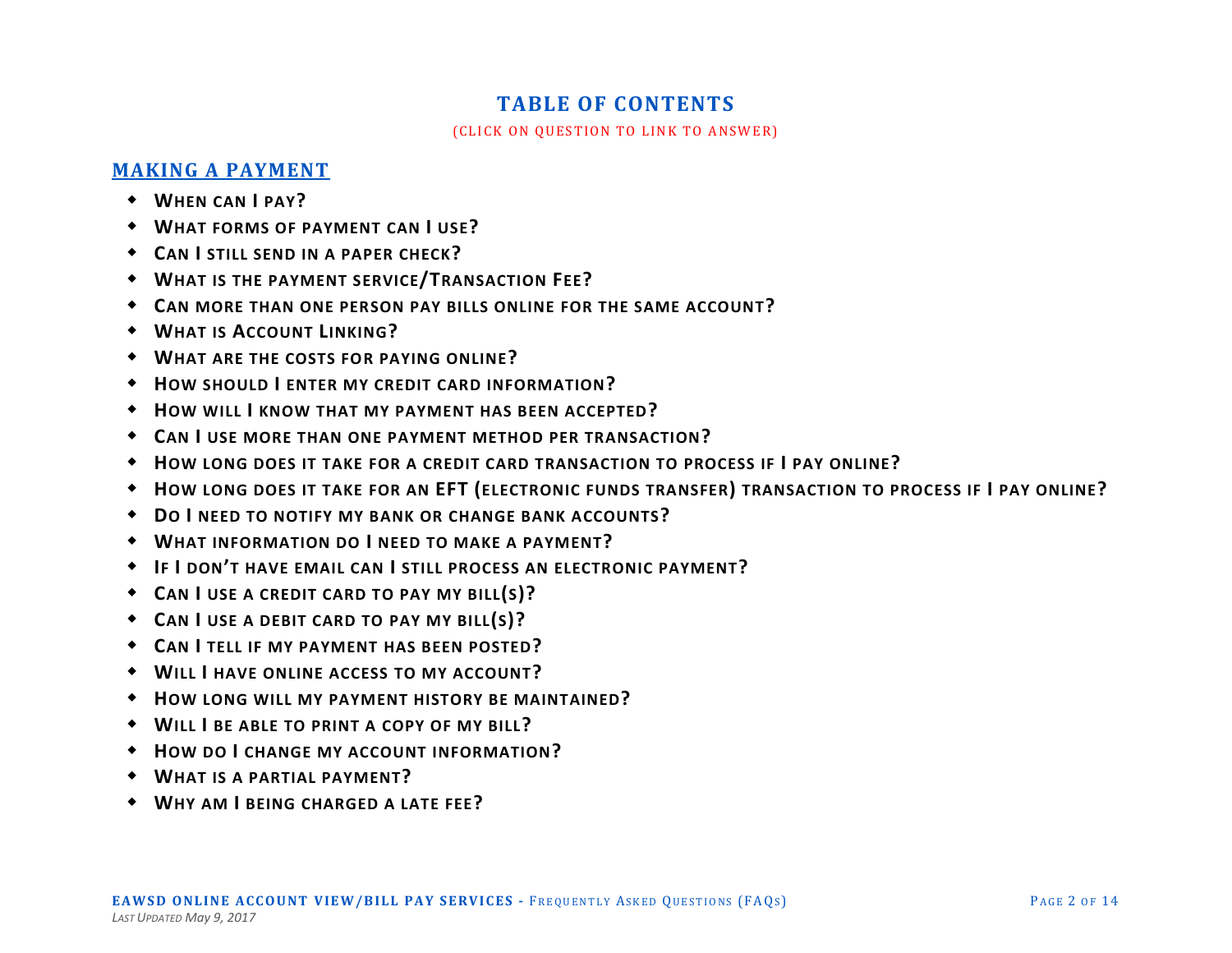# TABLE OF CONTENTS

(CLICK ON QUESTION TO LINK TO ANSWER)

## MAKING A PAYMENT

- **WHEN CAN I PAY?**
- **WHAT FORMS OF PAYMENT CAN I USE?**
- **CAN I STILL SEND IN A PAPER CHECK?**
- **WHAT IS THE PAYMENT SERVICE/TRANSACTION FEE?**
- **CAN MORE THAN ONE PERSON PAY BILLS ONLINE FOR THE SAME ACCOUNT?**
- **WHAT IS ACCOUNT LINKING?**
- **WHAT ARE THE COSTS FOR PAYING ONLINE?**
- **HOW SHOULD I ENTER MY CREDIT CARD INFORMATION?**
- **HOW WILL I KNOW THAT MY PAYMENT HAS BEEN ACCEPTED?**
- **CAN I USE MORE THAN ONE PAYMENT METHOD PER TRANSACTION?**
- **HOW LONG DOES IT TAKE FOR A CREDIT CARD TRANSACTION TO PROCESS IF I PAY ONLINE?**
- **HOW LONG DOES IT TAKE FOR AN EFT (ELECTRONIC FUNDS TRANSFER) TRANSACTION TO PROCESS IF I PAY ONLINE?**
- **DO I NEED TO NOTIFY MY BANK OR CHANGE BANK ACCOUNTS?**
- **WHAT INFORMATION DO I NEED TO MAKE A PAYMENT?**
- **IF I DON'T HAVE EMAIL CAN I STILL PROCESS AN ELECTRONIC PAYMENT?**
- **CAN I USE A CREDIT CARD TO PAY MY BILL(S)?**
- **CAN I USE A DEBIT CARD TO PAY MY BILL(S)?**
- **CAN I TELL IF MY PAYMENT HAS BEEN POSTED?**
- **WILL I HAVE ONLINE ACCESS TO MY ACCOUNT?**
- **HOW LONG WILL MY PAYMENT HISTORY BE MAINTAINED?**
- **WILL I BE ABLE TO PRINT A COPY OF MY BILL?**
- **HOW DO I CHANGE MY ACCOUNT INFORMATION?**
- **WHAT IS A PARTIAL PAYMENT?**
- **WHY AM I BEING CHARGED A LATE FEE?**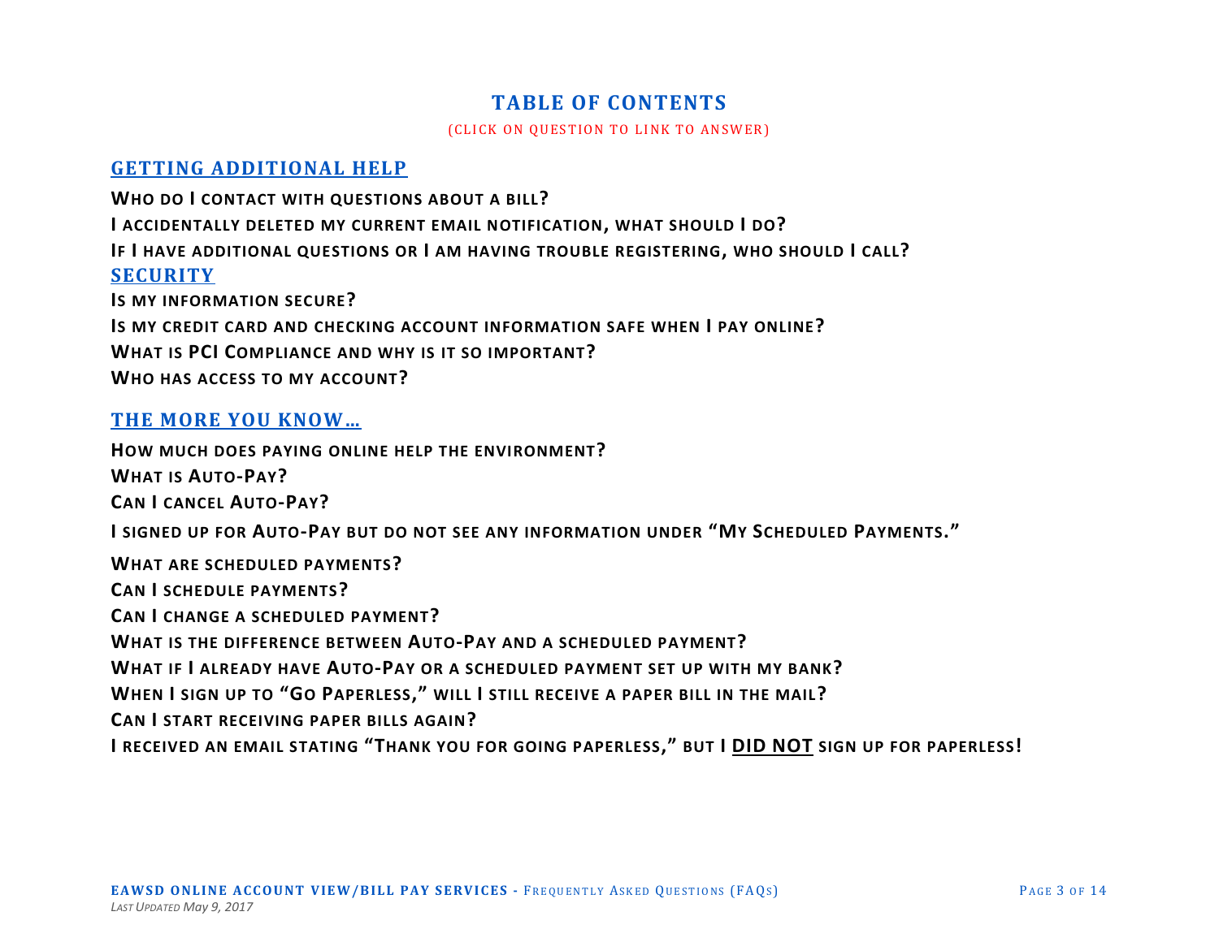# TABLE OF CONTENTS

(CLICK ON QUESTION TO LINK TO ANSWER)

## GETTING ADDITIONAL HELP

**WHO DO I CONTACT WITH QUESTIONS ABOUT A BILL?**

**I ACCIDENTALLY DELETED MY CURRENT EMAIL NOTIFICATION, WHAT SHOULD I DO?**

**IF I HAVE ADDITIONAL QUESTIONS OR I AM HAVING TROUBLE REGISTERING, WHO SHOULD I CALL?**

## SECURITY

**IS MY INFORMATION SECURE?**

**IS MY CREDIT CARD AND CHECKING ACCOUNT INFORMATION SAFE WHEN I PAY ONLINE?**

**WHAT IS PCI COMPLIANCE AND WHY IS IT SO IMPORTANT?**

**WHO HAS ACCESS TO MY ACCOUNT?**

## THE MORE YOU KNOW…

**HOW MUCH DOES PAYING ONLINE HELP THE ENVIRONMENT?**

**WHAT IS AUTO-PAY?**

**CAN I CANCEL AUTO-PAY?**

**I SIGNED UP FOR AUTO-PAY BUT DO NOT SEE ANY INFORMATION UNDER "MY SCHEDULED PAYMENTS."**

**WHAT ARE SCHEDULED PAYMENTS?**

**CAN I SCHEDULE PAYMENTS?**

**CAN I CHANGE A SCHEDULED PAYMENT?**

**WHAT IS THE DIFFERENCE BETWEEN AUTO-PAY AND A SCHEDULED PAYMENT?**

**WHAT IF I ALREADY HAVE AUTO-PAY OR A SCHEDULED PAYMENT SET UP WITH MY BANK?**

**WHEN I SIGN UP TO "GO PAPERLESS," WILL I STILL RECEIVE A PAPER BILL IN THE MAIL?**

**CAN I START RECEIVING PAPER BILLS AGAIN?**

**I RECEIVED AN EMAIL STATING "THANK YOU FOR GOING PAPERLESS," BUT I DID NOT SIGN UP FOR PAPERLESS!**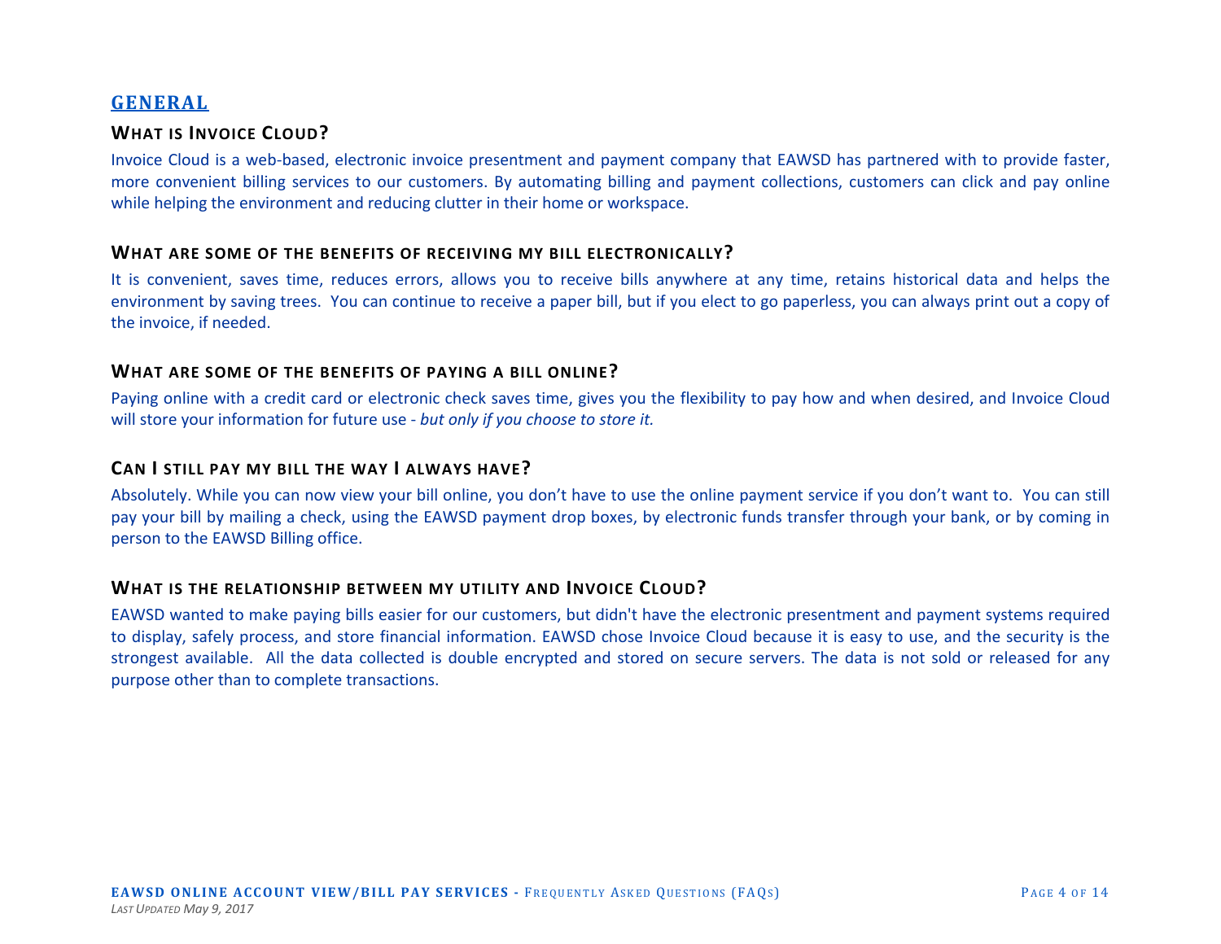## GENERAL

### WHAT IS INVOICE CLOUD?

Invoice Cloud is a web-based, electronic invoice presentment and payment company that EAWSD has partnered with to provide faster, more convenient billing services to our customers. By automating billing and payment collections, customers can click and pay online while helping the environment and reducing clutter in their home or workspace.

### WHAT ARE SOME OF THE BENEFITS OF RECEIVING MY BILL ELECTRONICALLY?

It is convenient, saves time, reduces errors, allows you to receive bills anywhere at any time, retains historical data and helps the environment by saving trees. You can continue to receive a paper bill, but if you elect to go paperless, you can always print out a copy of the invoice, if needed.

### WHAT ARE SOME OF THE BENEFITS OF PAYING A BILL ONLINE?

Paying online with a credit card or electronic check saves time, gives you the flexibility to pay how and when desired, and Invoice Cloud will store your information for future use - *but only if you choose to store it.*

### CAN I STILL PAY MY BILL THE WAY I ALWAYS HAVE?

Absolutely. While you can now view your bill online, you don't have to use the online payment service if you don't want to. You can still pay your bill by mailing a check, using the EAWSD payment drop boxes, by electronic funds transfer through your bank, or by coming in person to the EAWSD Billing office.

### WHAT IS THE RELATIONSHIP BETWEEN MY UTILITY AND INVOICE CLOUD?

EAWSD wanted to make paying bills easier for our customers, but didn't have the electronic presentment and payment systems required to display, safely process, and store financial information. EAWSD chose Invoice Cloud because it is easy to use, and the security is the strongest available. All the data collected is double encrypted and stored on secure servers. The data is not sold or released for any purpose other than to complete transactions.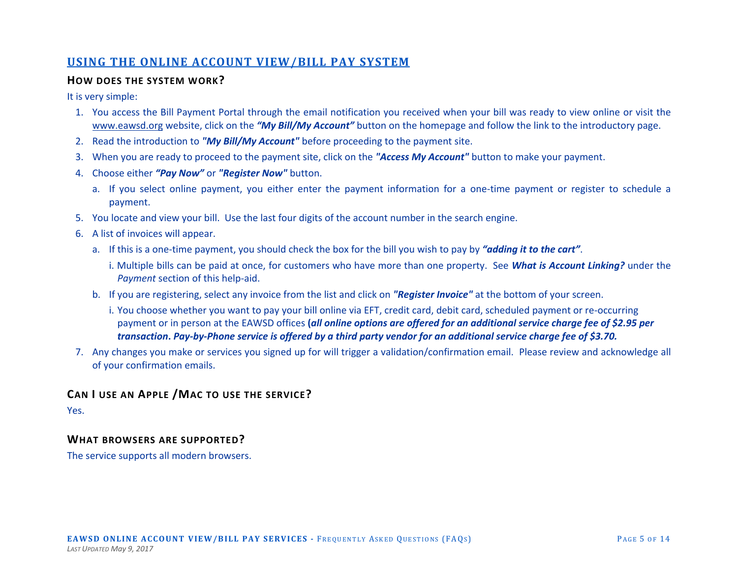## USING THE ONLINE ACCOUNT VIEW/BILL PAY SYSTEM

### HOW DOES THE SYSTEM WORK?

It is very simple:

1. You access the Bill Payment Portal through the email notification you received when your bill was ready to view online or visit the www.eawsd.org website, click on the ***"My Bill/My Account"*** button on the homepage and follow the link to the introductory page.
2. Read the introduction to ***"My Bill/My Account"*** before proceeding to the payment site.
3. When you are ready to proceed to the payment site, click on the ***"Access My Account"*** button to make your payment.
4. Choose either ***"Pay Now"*** or ***"Register Now"*** button.
   a. If you select online payment, you either enter the payment information for a one-time payment or register to schedule a payment.
5. You locate and view your bill. Use the last four digits of the account number in the search engine.
6. A list of invoices will appear.
   a. If this is a one-time payment, you should check the box for the bill you wish to pay by ***"adding it to the cart"***.
      i. Multiple bills can be paid at once, for customers who have more than one property. See ***What is Account Linking?*** under the *Payment* section of this help-aid.
   b. If you are registering, select any invoice from the list and click on ***"Register Invoice"*** at the bottom of your screen.
      i. You choose whether you want to pay your bill online via EFT, credit card, debit card, scheduled payment or re-occurring payment or in person at the EAWSD offices **(*all online options are offered for an additional service charge fee of $2.95 per transaction*. *Pay-by-Phone service is offered by a third party vendor for an additional service charge fee of $3.70.***
7. Any changes you make or services you signed up for will trigger a validation/confirmation email. Please review and acknowledge all of your confirmation emails.

### CAN I USE AN APPLE /MAC TO USE THE SERVICE?

Yes.

### WHAT BROWSERS ARE SUPPORTED?

The service supports all modern browsers.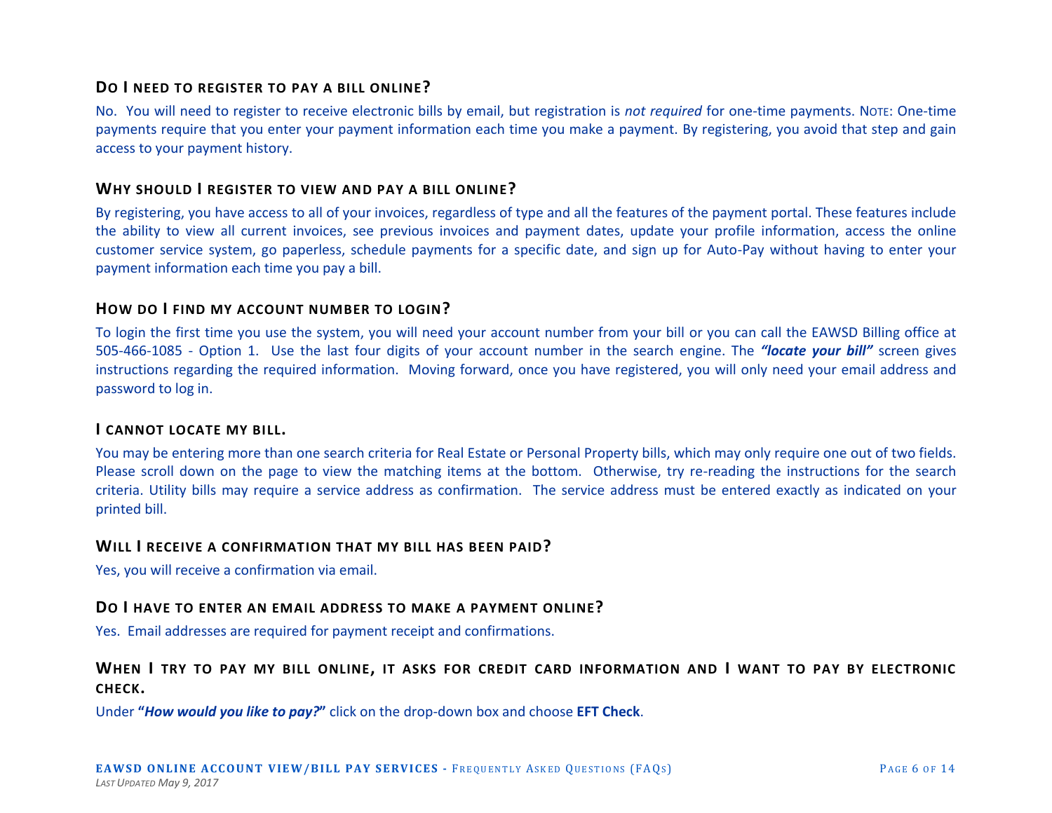### Do I need to register to pay a bill online?

No. You will need to register to receive electronic bills by email, but registration is *not required* for one-time payments. NOTE: One-time payments require that you enter your payment information each time you make a payment. By registering, you avoid that step and gain access to your payment history.

### Why should I register to view and pay a bill online?

By registering, you have access to all of your invoices, regardless of type and all the features of the payment portal. These features include the ability to view all current invoices, see previous invoices and payment dates, update your profile information, access the online customer service system, go paperless, schedule payments for a specific date, and sign up for Auto-Pay without having to enter your payment information each time you pay a bill.

### How do I find my account number to login?

To login the first time you use the system, you will need your account number from your bill or you can call the EAWSD Billing office at 505-466-1085 - Option 1. Use the last four digits of your account number in the search engine. The ***"locate your bill"*** screen gives instructions regarding the required information. Moving forward, once you have registered, you will only need your email address and password to log in.

### I cannot locate my bill.

You may be entering more than one search criteria for Real Estate or Personal Property bills, which may only require one out of two fields. Please scroll down on the page to view the matching items at the bottom. Otherwise, try re-reading the instructions for the search criteria. Utility bills may require a service address as confirmation. The service address must be entered exactly as indicated on your printed bill.

### Will I receive a confirmation that my bill has been paid?

Yes, you will receive a confirmation via email.

### Do I have to enter an email address to make a payment online?

Yes. Email addresses are required for payment receipt and confirmations.

### When I try to pay my bill online, it asks for credit card information and I want to pay by electronic check.

Under **"*How would you like to pay?*"** click on the drop-down box and choose **EFT Check**.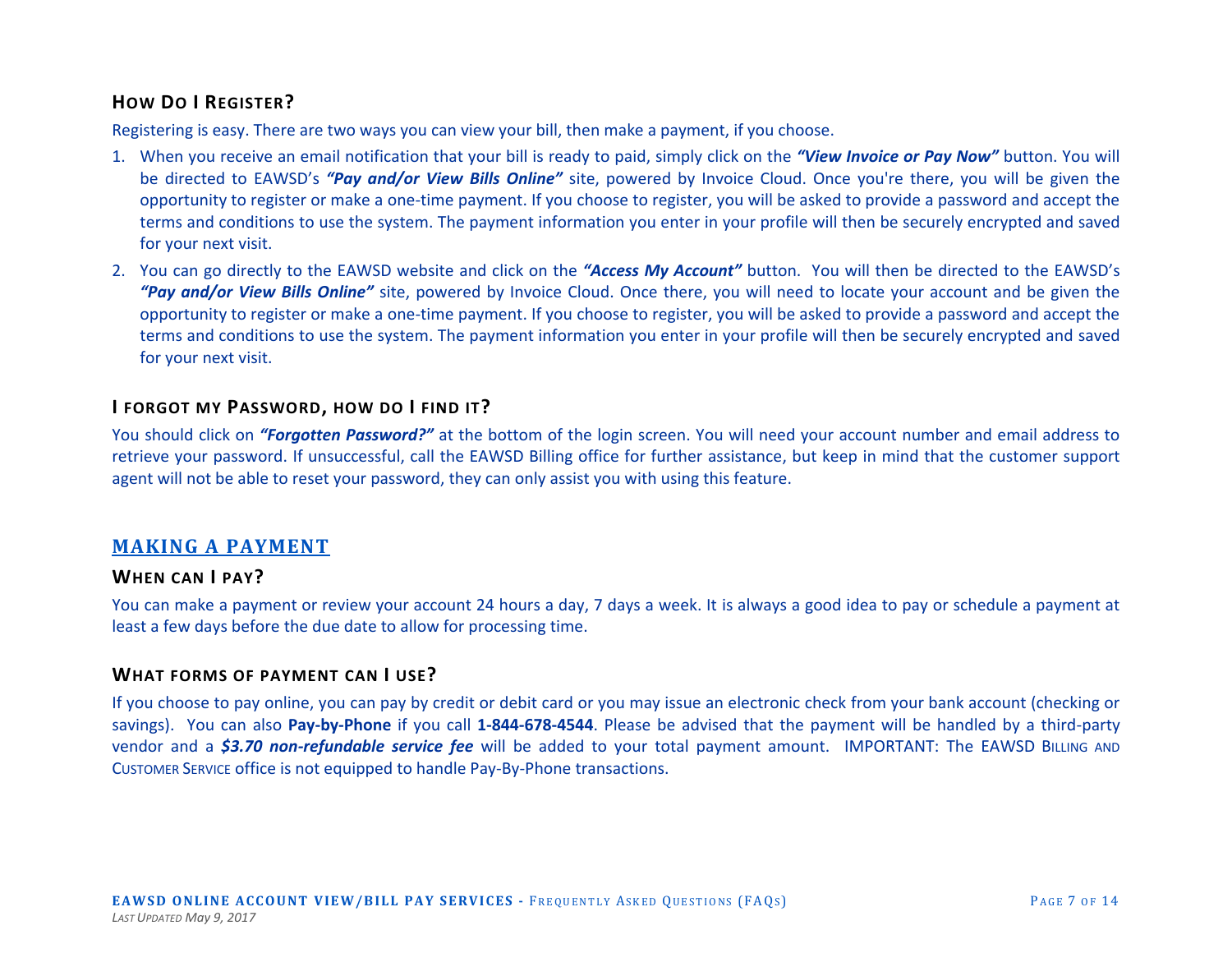### How Do I Register?

Registering is easy. There are two ways you can view your bill, then make a payment, if you choose.

1. When you receive an email notification that your bill is ready to paid, simply click on the ***"View Invoice or Pay Now"*** button. You will be directed to EAWSD's ***"Pay and/or View Bills Online"*** site, powered by Invoice Cloud. Once you're there, you will be given the opportunity to register or make a one-time payment. If you choose to register, you will be asked to provide a password and accept the terms and conditions to use the system. The payment information you enter in your profile will then be securely encrypted and saved for your next visit.
2. You can go directly to the EAWSD website and click on the ***"Access My Account"*** button. You will then be directed to the EAWSD's ***"Pay and/or View Bills Online"*** site, powered by Invoice Cloud. Once there, you will need to locate your account and be given the opportunity to register or make a one-time payment. If you choose to register, you will be asked to provide a password and accept the terms and conditions to use the system. The payment information you enter in your profile will then be securely encrypted and saved for your next visit.

### I forgot my Password, how do I find it?

You should click on ***"Forgotten Password?"*** at the bottom of the login screen. You will need your account number and email address to retrieve your password. If unsuccessful, call the EAWSD Billing office for further assistance, but keep in mind that the customer support agent will not be able to reset your password, they can only assist you with using this feature.

## MAKING A PAYMENT

### When can I pay?

You can make a payment or review your account 24 hours a day, 7 days a week. It is always a good idea to pay or schedule a payment at least a few days before the due date to allow for processing time.

### What forms of payment can I use?

If you choose to pay online, you can pay by credit or debit card or you may issue an electronic check from your bank account (checking or savings). You can also **Pay-by-Phone** if you call **1-844-678-4544**. Please be advised that the payment will be handled by a third-party vendor and a ***$3.70 non-refundable service fee*** will be added to your total payment amount. IMPORTANT: The EAWSD Billing and Customer Service office is not equipped to handle Pay-By-Phone transactions.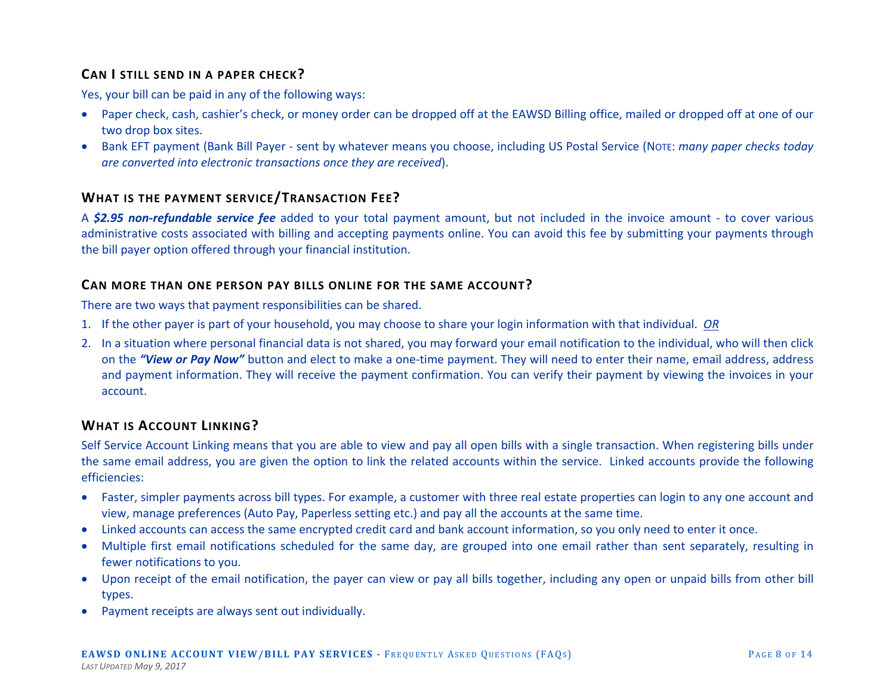### Can I still send in a paper check?

Yes, your bill can be paid in any of the following ways:

- Paper check, cash, cashier's check, or money order can be dropped off at the EAWSD Billing office, mailed or dropped off at one of our two drop box sites.
- Bank EFT payment (Bank Bill Payer - sent by whatever means you choose, including US Postal Service (Note: *many paper checks today are converted into electronic transactions once they are received*).

### What is the payment service/Transaction Fee?

A ***$2.95 non-refundable service fee*** added to your total payment amount, but not included in the invoice amount - to cover various administrative costs associated with billing and accepting payments online. You can avoid this fee by submitting your payments through the bill payer option offered through your financial institution.

### Can more than one person pay bills online for the same account?

There are two ways that payment responsibilities can be shared.

1. If the other payer is part of your household, you may choose to share your login information with that individual. *OR*
2. In a situation where personal financial data is not shared, you may forward your email notification to the individual, who will then click on the ***"View or Pay Now"*** button and elect to make a one-time payment. They will need to enter their name, email address, address and payment information. They will receive the payment confirmation. You can verify their payment by viewing the invoices in your account.

### What is Account Linking?

Self Service Account Linking means that you are able to view and pay all open bills with a single transaction. When registering bills under the same email address, you are given the option to link the related accounts within the service. Linked accounts provide the following efficiencies:

- Faster, simpler payments across bill types. For example, a customer with three real estate properties can login to any one account and view, manage preferences (Auto Pay, Paperless setting etc.) and pay all the accounts at the same time.
- Linked accounts can access the same encrypted credit card and bank account information, so you only need to enter it once.
- Multiple first email notifications scheduled for the same day, are grouped into one email rather than sent separately, resulting in fewer notifications to you.
- Upon receipt of the email notification, the payer can view or pay all bills together, including any open or unpaid bills from other bill types.
- Payment receipts are always sent out individually.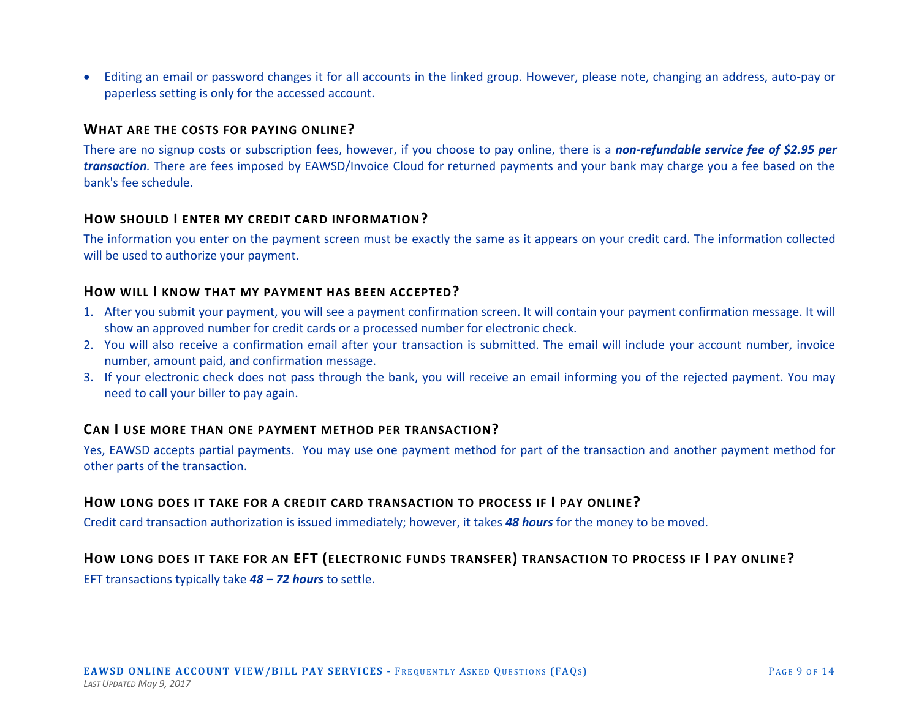- Editing an email or password changes it for all accounts in the linked group. However, please note, changing an address, auto-pay or paperless setting is only for the accessed account.

### What are the costs for paying online?

There are no signup costs or subscription fees, however, if you choose to pay online, there is a ***non-refundable service fee of $2.95 per transaction****.* There are fees imposed by EAWSD/Invoice Cloud for returned payments and your bank may charge you a fee based on the bank's fee schedule.

### How should I enter my credit card information?

The information you enter on the payment screen must be exactly the same as it appears on your credit card. The information collected will be used to authorize your payment.

### How will I know that my payment has been accepted?

1. After you submit your payment, you will see a payment confirmation screen. It will contain your payment confirmation message. It will show an approved number for credit cards or a processed number for electronic check.
2. You will also receive a confirmation email after your transaction is submitted. The email will include your account number, invoice number, amount paid, and confirmation message.
3. If your electronic check does not pass through the bank, you will receive an email informing you of the rejected payment. You may need to call your biller to pay again.

### Can I use more than one payment method per transaction?

Yes, EAWSD accepts partial payments. You may use one payment method for part of the transaction and another payment method for other parts of the transaction.

### How long does it take for a credit card transaction to process if I pay online?

Credit card transaction authorization is issued immediately; however, it takes ***48 hours*** for the money to be moved.

### How long does it take for an EFT (electronic funds transfer) transaction to process if I pay online?

EFT transactions typically take ***48 – 72 hours*** to settle.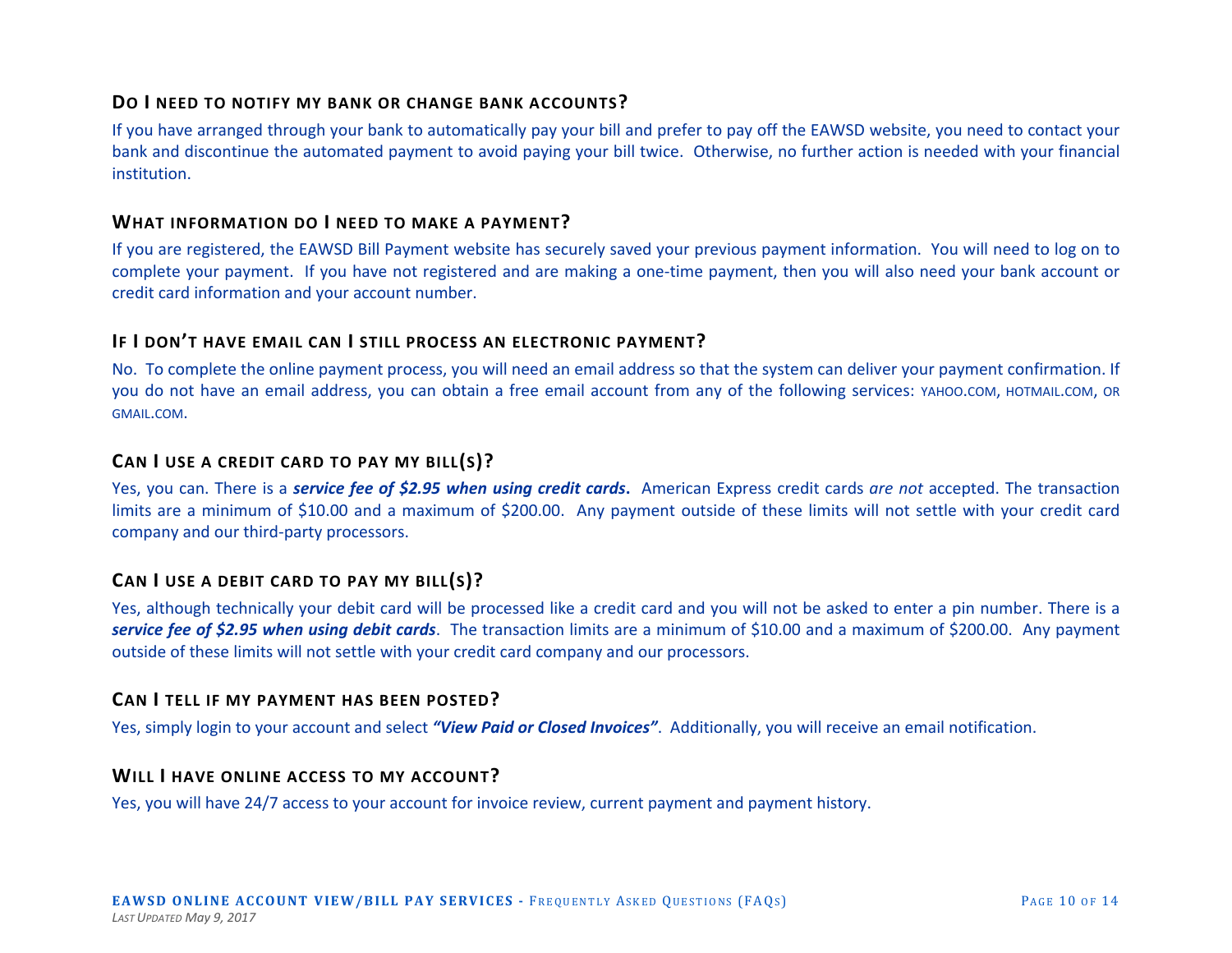### Do I need to notify my bank or change bank accounts?

If you have arranged through your bank to automatically pay your bill and prefer to pay off the EAWSD website, you need to contact your bank and discontinue the automated payment to avoid paying your bill twice. Otherwise, no further action is needed with your financial institution.

### What information do I need to make a payment?

If you are registered, the EAWSD Bill Payment website has securely saved your previous payment information. You will need to log on to complete your payment. If you have not registered and are making a one-time payment, then you will also need your bank account or credit card information and your account number.

### If I don't have email can I still process an electronic payment?

No. To complete the online payment process, you will need an email address so that the system can deliver your payment confirmation. If you do not have an email address, you can obtain a free email account from any of the following services: YAHOO.COM, HOTMAIL.COM, OR GMAIL.COM.

### Can I use a credit card to pay my bill(s)?

Yes, you can. There is a ***service fee of $2.95 when using credit cards*****.** American Express credit cards *are not* accepted. The transaction limits are a minimum of $10.00 and a maximum of $200.00. Any payment outside of these limits will not settle with your credit card company and our third-party processors.

### Can I use a debit card to pay my bill(s)?

Yes, although technically your debit card will be processed like a credit card and you will not be asked to enter a pin number. There is a ***service fee of $2.95 when using debit cards***. The transaction limits are a minimum of $10.00 and a maximum of $200.00. Any payment outside of these limits will not settle with your credit card company and our processors.

### Can I tell if my payment has been posted?

Yes, simply login to your account and select ***"View Paid or Closed Invoices"***. Additionally, you will receive an email notification.

### Will I have online access to my account?

Yes, you will have 24/7 access to your account for invoice review, current payment and payment history.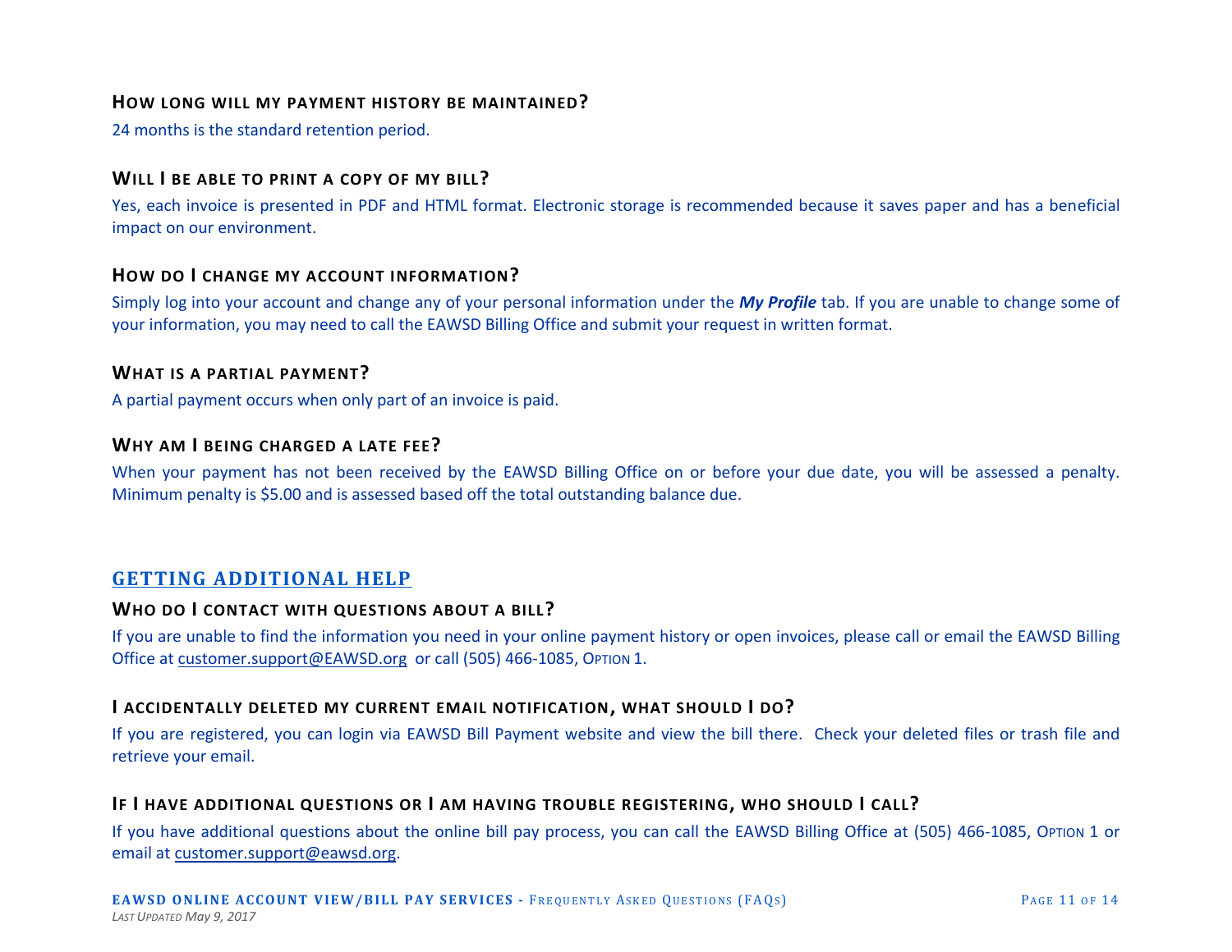### How long will my payment history be maintained?

24 months is the standard retention period.

### Will I be able to print a copy of my bill?

Yes, each invoice is presented in PDF and HTML format. Electronic storage is recommended because it saves paper and has a beneficial impact on our environment.

### How do I change my account information?

Simply log into your account and change any of your personal information under the ***My Profile*** tab. If you are unable to change some of your information, you may need to call the EAWSD Billing Office and submit your request in written format.

### What is a partial payment?

A partial payment occurs when only part of an invoice is paid.

### Why am I being charged a late fee?

When your payment has not been received by the EAWSD Billing Office on or before your due date, you will be assessed a penalty. Minimum penalty is $5.00 and is assessed based off the total outstanding balance due.

## Getting Additional Help

### Who do I contact with questions about a bill?

If you are unable to find the information you need in your online payment history or open invoices, please call or email the EAWSD Billing Office at customer.support@EAWSD.org or call (505) 466-1085, Option 1.

### I accidentally deleted my current email notification, what should I do?

If you are registered, you can login via EAWSD Bill Payment website and view the bill there. Check your deleted files or trash file and retrieve your email.

### If I have additional questions or I am having trouble registering, who should I call?

If you have additional questions about the online bill pay process, you can call the EAWSD Billing Office at (505) 466-1085, Option 1 or email at customer.support@eawsd.org.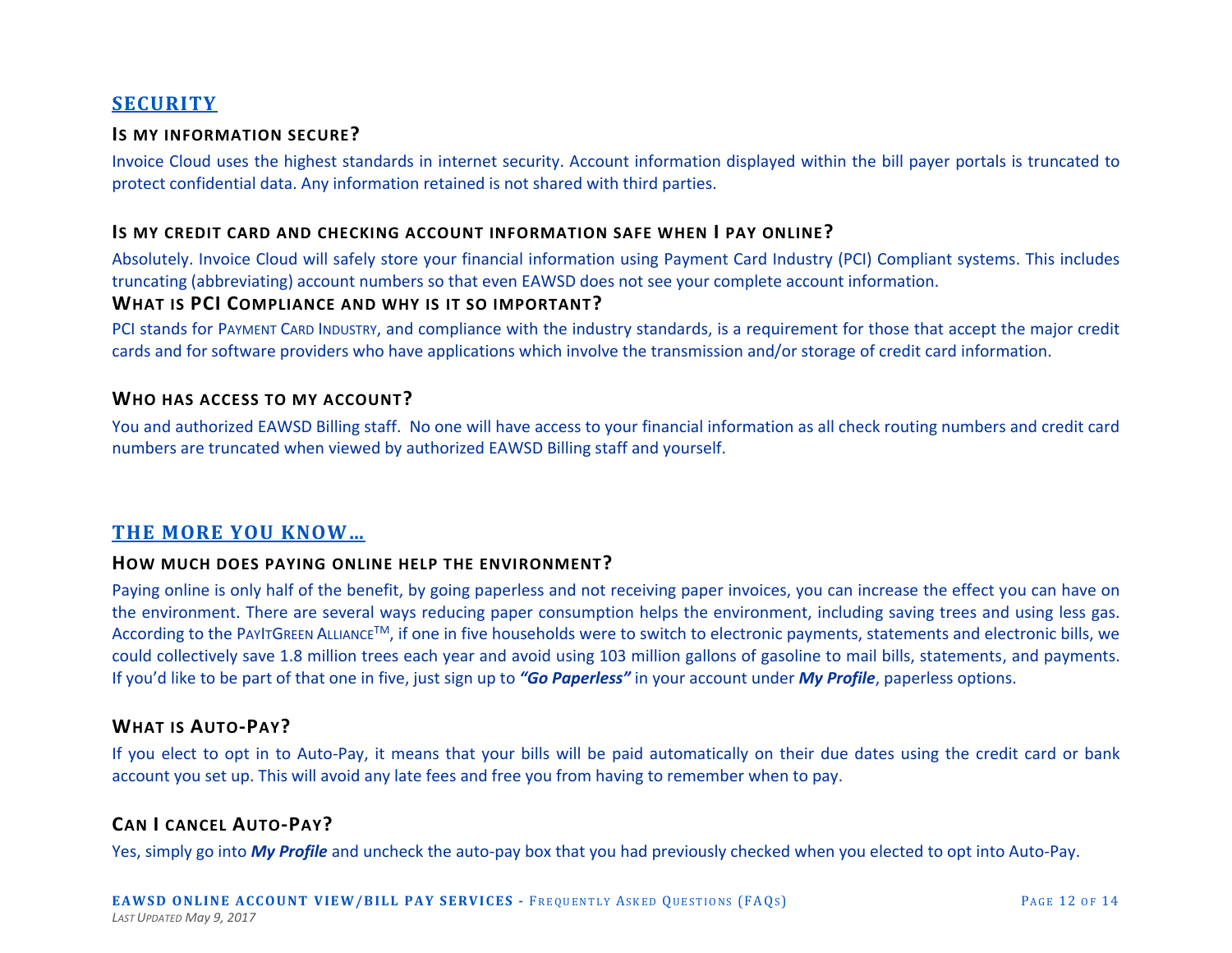## SECURITY

### IS MY INFORMATION SECURE?

Invoice Cloud uses the highest standards in internet security. Account information displayed within the bill payer portals is truncated to protect confidential data. Any information retained is not shared with third parties.

### IS MY CREDIT CARD AND CHECKING ACCOUNT INFORMATION SAFE WHEN I PAY ONLINE?

Absolutely. Invoice Cloud will safely store your financial information using Payment Card Industry (PCI) Compliant systems. This includes truncating (abbreviating) account numbers so that even EAWSD does not see your complete account information.

### WHAT IS PCI COMPLIANCE AND WHY IS IT SO IMPORTANT?

PCI stands for PAYMENT CARD INDUSTRY, and compliance with the industry standards, is a requirement for those that accept the major credit cards and for software providers who have applications which involve the transmission and/or storage of credit card information.

### WHO HAS ACCESS TO MY ACCOUNT?

You and authorized EAWSD Billing staff. No one will have access to your financial information as all check routing numbers and credit card numbers are truncated when viewed by authorized EAWSD Billing staff and yourself.

## THE MORE YOU KNOW…

### HOW MUCH DOES PAYING ONLINE HELP THE ENVIRONMENT?

Paying online is only half of the benefit, by going paperless and not receiving paper invoices, you can increase the effect you can have on the environment. There are several ways reducing paper consumption helps the environment, including saving trees and using less gas. According to the PAYITGREEN ALLIANCE™, if one in five households were to switch to electronic payments, statements and electronic bills, we could collectively save 1.8 million trees each year and avoid using 103 million gallons of gasoline to mail bills, statements, and payments. If you'd like to be part of that one in five, just sign up to ***"Go Paperless"*** in your account under ***My Profile***, paperless options.

### WHAT IS AUTO-PAY?

If you elect to opt in to Auto-Pay, it means that your bills will be paid automatically on their due dates using the credit card or bank account you set up. This will avoid any late fees and free you from having to remember when to pay.

### CAN I CANCEL AUTO-PAY?

Yes, simply go into ***My Profile*** and uncheck the auto-pay box that you had previously checked when you elected to opt into Auto-Pay.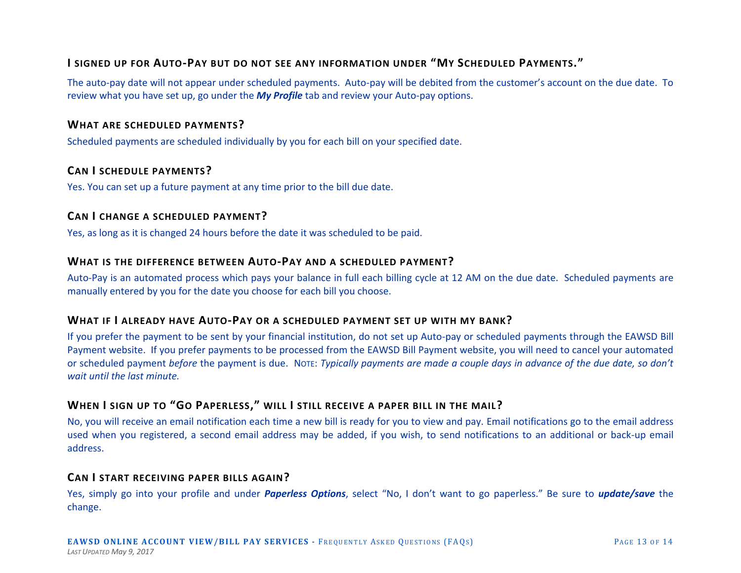### I signed up for Auto-Pay but do not see any information under "My Scheduled Payments."

The auto-pay date will not appear under scheduled payments. Auto-pay will be debited from the customer's account on the due date. To review what you have set up, go under the ***My Profile*** tab and review your Auto-pay options.

### What are scheduled payments?

Scheduled payments are scheduled individually by you for each bill on your specified date.

### Can I schedule payments?

Yes. You can set up a future payment at any time prior to the bill due date.

### Can I change a scheduled payment?

Yes, as long as it is changed 24 hours before the date it was scheduled to be paid.

### What is the difference between Auto-Pay and a scheduled payment?

Auto-Pay is an automated process which pays your balance in full each billing cycle at 12 AM on the due date. Scheduled payments are manually entered by you for the date you choose for each bill you choose.

### What if I already have Auto-Pay or a scheduled payment set up with my bank?

If you prefer the payment to be sent by your financial institution, do not set up Auto-pay or scheduled payments through the EAWSD Bill Payment website. If you prefer payments to be processed from the EAWSD Bill Payment website, you will need to cancel your automated or scheduled payment *before* the payment is due. NOTE: *Typically payments are made a couple days in advance of the due date, so don't wait until the last minute.*

### When I sign up to "Go Paperless," will I still receive a paper bill in the mail?

No, you will receive an email notification each time a new bill is ready for you to view and pay. Email notifications go to the email address used when you registered, a second email address may be added, if you wish, to send notifications to an additional or back-up email address.

### Can I start receiving paper bills again?

Yes, simply go into your profile and under ***Paperless Options***, select "No, I don't want to go paperless." Be sure to ***update/save*** the change.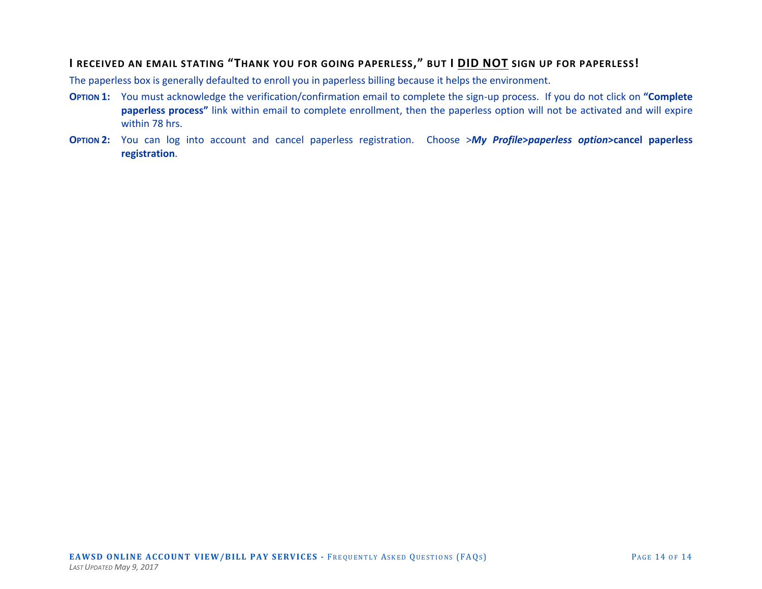### I received an email stating "Thank you for going paperless," but I **DID NOT** sign up for paperless!

The paperless box is generally defaulted to enroll you in paperless billing because it helps the environment.

**Option 1:** You must acknowledge the verification/confirmation email to complete the sign-up process. If you do not click on **"Complete paperless process"** link within email to complete enrollment, then the paperless option will not be activated and will expire within 78 hrs.

**Option 2:** You can log into account and cancel paperless registration. Choose >***My Profile>paperless option*>cancel paperless registration**.